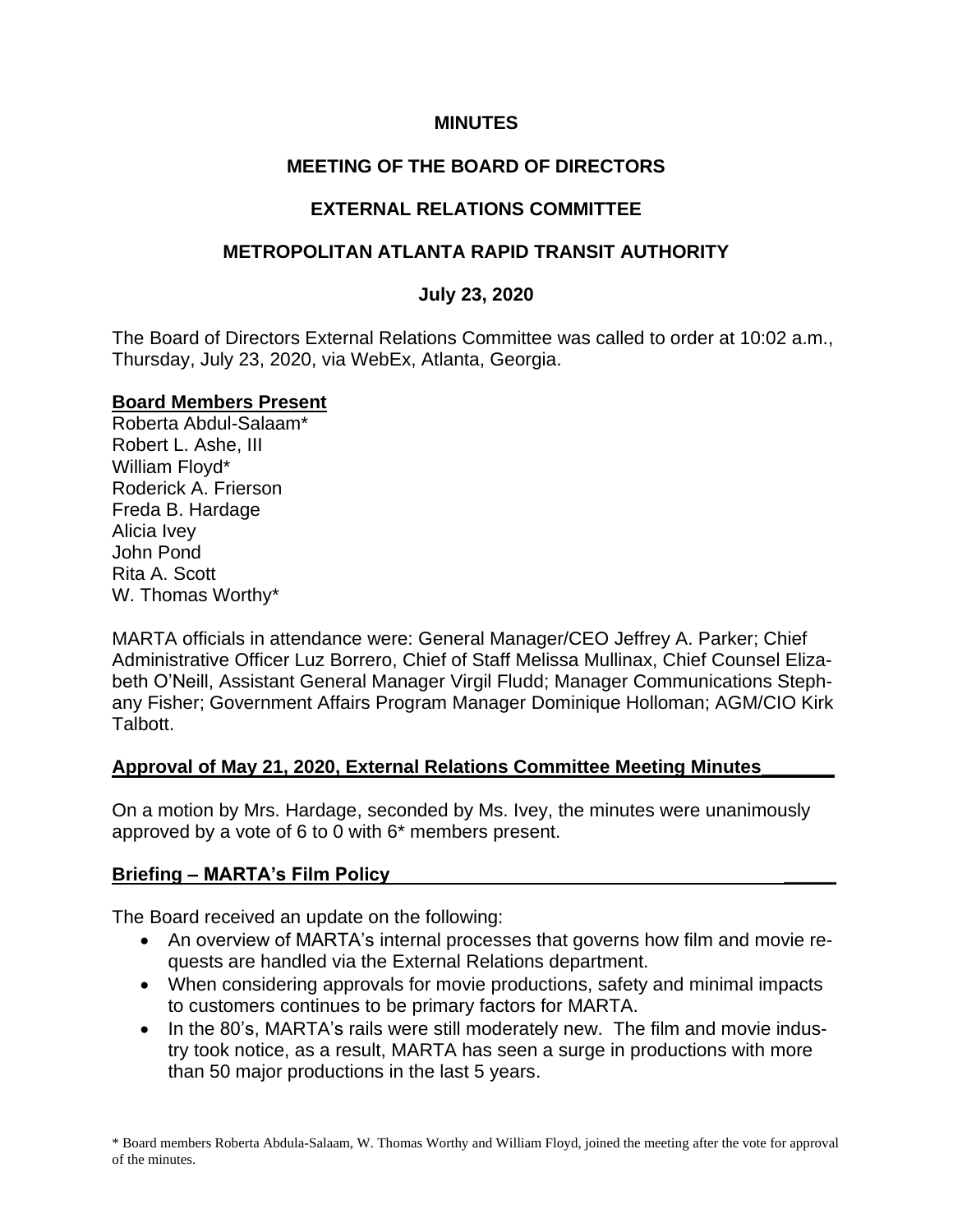# MINUTES

## MEETING OF THE BOARD OF DIRECTORS

## EXTERNAL RELATIONS COMMITTEE

## METROPOLITAN ATLANTA RAPID TRANSIT AUTHORITY

**July 23, 2020**

The Board of Directors External Relations Committee was called to order at 10:02 a.m., Thursday, July 23, 2020, via WebEx, Atlanta, Georgia.

**Board Members Present**

Roberta Abdul-Salaam*
Robert L. Ashe, III
William Floyd*
Roderick A. Frierson
Freda B. Hardage
Alicia Ivey
John Pond
Rita A. Scott
W. Thomas Worthy*

MARTA officials in attendance were: General Manager/CEO Jeffrey A. Parker; Chief Administrative Officer Luz Borrero, Chief of Staff Melissa Mullinax, Chief Counsel Elizabeth O'Neill, Assistant General Manager Virgil Fludd; Manager Communications Stephany Fisher; Government Affairs Program Manager Dominique Holloman; AGM/CIO Kirk Talbott.

**Approval of May 21, 2020, External Relations Committee Meeting Minutes**

On a motion by Mrs. Hardage, seconded by Ms. Ivey, the minutes were unanimously approved by a vote of 6 to 0 with 6* members present.

**Briefing – MARTA's Film Policy**

The Board received an update on the following:

- An overview of MARTA's internal processes that governs how film and movie requests are handled via the External Relations department.
- When considering approvals for movie productions, safety and minimal impacts to customers continues to be primary factors for MARTA.
- In the 80's, MARTA's rails were still moderately new. The film and movie industry took notice, as a result, MARTA has seen a surge in productions with more than 50 major productions in the last 5 years.

\* Board members Roberta Abdula-Salaam, W. Thomas Worthy and William Floyd, joined the meeting after the vote for approval of the minutes.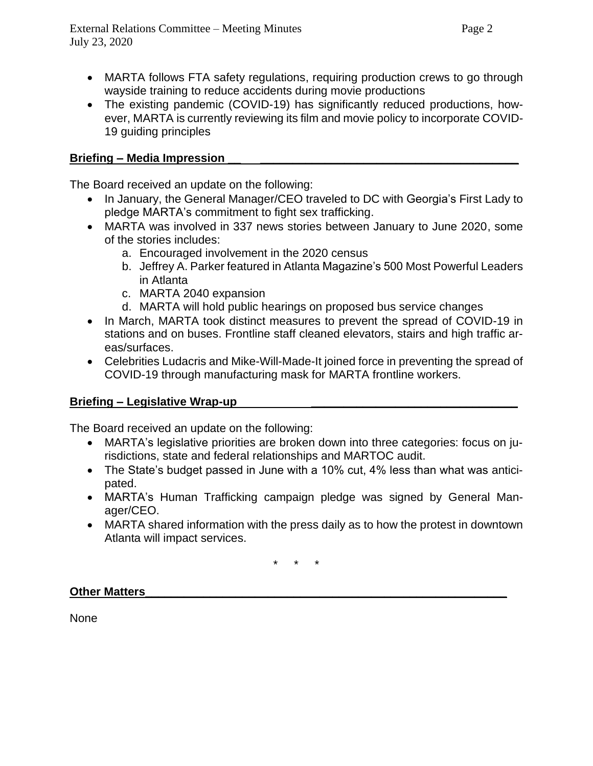- MARTA follows FTA safety regulations, requiring production crews to go through wayside training to reduce accidents during movie productions
- The existing pandemic (COVID-19) has significantly reduced productions, however, MARTA is currently reviewing its film and movie policy to incorporate COVID-19 guiding principles

**Briefing – Media Impression**

The Board received an update on the following:

- In January, the General Manager/CEO traveled to DC with Georgia's First Lady to pledge MARTA's commitment to fight sex trafficking.
- MARTA was involved in 337 news stories between January to June 2020, some of the stories includes:
  a. Encouraged involvement in the 2020 census
  b. Jeffrey A. Parker featured in Atlanta Magazine's 500 Most Powerful Leaders in Atlanta
  c. MARTA 2040 expansion
  d. MARTA will hold public hearings on proposed bus service changes
- In March, MARTA took distinct measures to prevent the spread of COVID-19 in stations and on buses. Frontline staff cleaned elevators, stairs and high traffic areas/surfaces.
- Celebrities Ludacris and Mike-Will-Made-It joined force in preventing the spread of COVID-19 through manufacturing mask for MARTA frontline workers.

**Briefing – Legislative Wrap-up**

The Board received an update on the following:

- MARTA's legislative priorities are broken down into three categories: focus on jurisdictions, state and federal relationships and MARTOC audit.
- The State's budget passed in June with a 10% cut, 4% less than what was anticipated.
- MARTA's Human Trafficking campaign pledge was signed by General Manager/CEO.
- MARTA shared information with the press daily as to how the protest in downtown Atlanta will impact services.

\* \* \*

**Other Matters**

None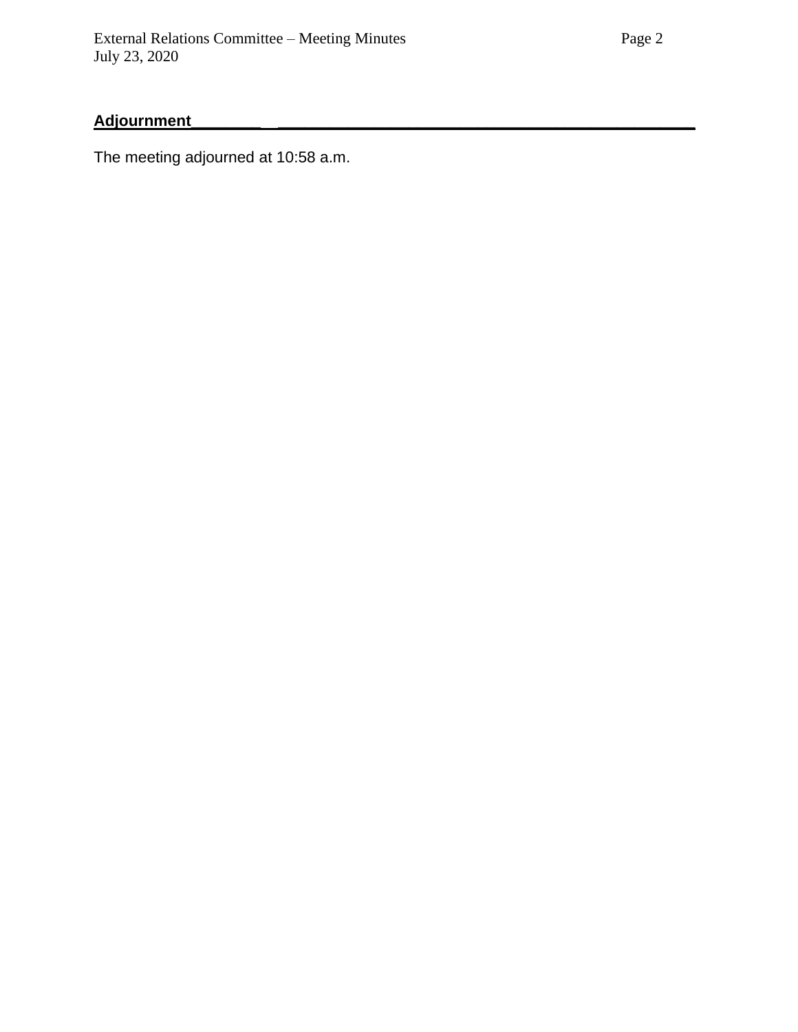## Adjournment

The meeting adjourned at 10:58 a.m.